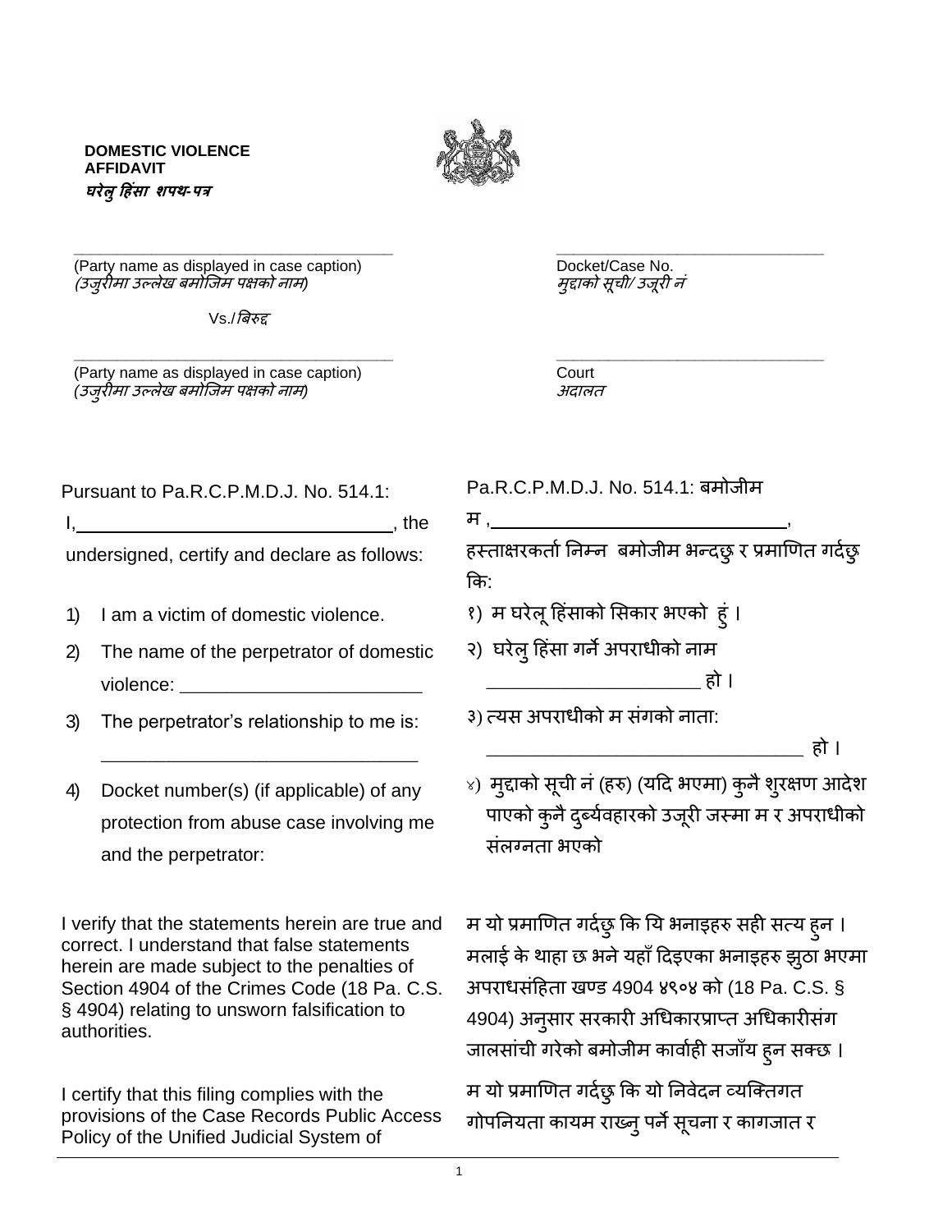**DOMESTIC VIOLENCE AFFIDAVIT**
***घरेलु हिंसा शपथ-पत्र***

______________________________________
(Party name as displayed in case caption)
*(उजुरीमा उल्लेख बमोजिम पक्षको नाम)*

Vs./*बिरुद्द*

______________________________________
(Party name as displayed in case caption)
*(उजुरीमा उल्लेख बमोजिम पक्षको नाम)*

______________________________
Docket/Case No.
*मुद्दाको सूची/ उजूरी नं*

______________________________
Court
*अदालत*

Pursuant to Pa.R.C.P.M.D.J. No. 514.1:

I,______________________________, the undersigned, certify and declare as follows:

1) I am a victim of domestic violence.
2) The name of the perpetrator of domestic violence: _______________________
3) The perpetrator's relationship to me is: ______________________________
4) Docket number(s) (if applicable) of any protection from abuse case involving me and the perpetrator:

Pa.R.C.P.M.D.J. No. 514.1: बमोजीम

म ,______________________________,

हस्ताक्षरकर्ता निम्न बमोजीम भन्दछु र प्रमाणित गर्दछु कि:

१) म घरेलू हिंसाको सिकार भएको हुं ।
२) घरेलु हिंसा गर्ने अपराधीको नाम ____________________ हो ।
३) त्यस अपराधीको म संगको नाता: ______________________________ हो ।
४) मुद्दाको सूची नं (हरु) (यदि भएमा) कुनै शुरक्षण आदेश पाएको कुनै दुर्ब्यवहारको उजूरी जस्मा म र अपराधीको संलग्नता भएको

I verify that the statements herein are true and correct. I understand that false statements herein are made subject to the penalties of Section 4904 of the Crimes Code (18 Pa. C.S. § 4904) relating to unsworn falsification to authorities.

म यो प्रमाणित गर्दछु कि यि भनाइहरु सही सत्य हुन । मलाई के थाहा छ भने यहाँ दिइएका भनाइहरु झुठा भएमा अपराधसंहिता खण्ड 4904 ४९०४ को (18 Pa. C.S. § 4904) अनुसार सरकारी अधिकारप्राप्त अधिकारीसंग जालसांची गरेको बमोजीम कार्वाही सजाँय हुन सक्छ ।

I certify that this filing complies with the provisions of the Case Records Public Access Policy of the Unified Judicial System of

म यो प्रमाणित गर्दछु कि यो निवेदन व्यक्तिगत गोपनियता कायम राख्नु पर्ने सूचना र कागजात र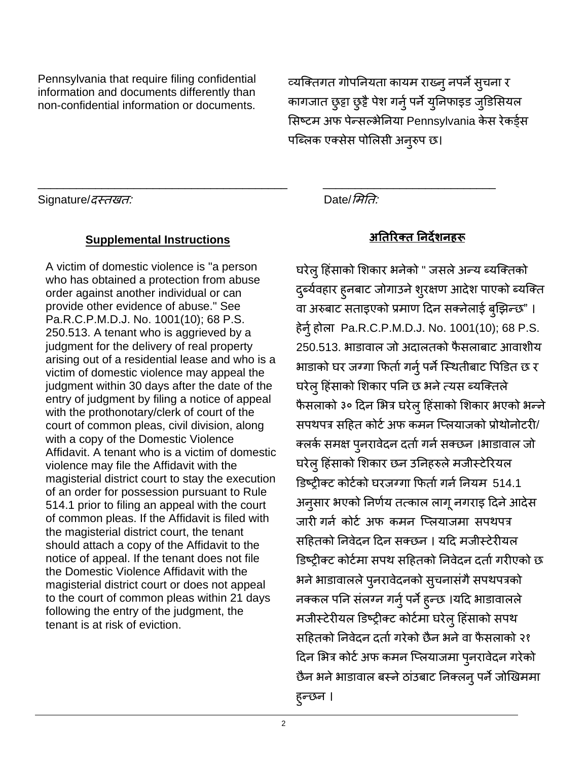Pennsylvania that require filing confidential information and documents differently than non-confidential information or documents.

व्यक्तिगत गोपनियता कायम राख्नु नपर्ने सुचना र कागजात छुट्टा छुट्टै पेश गर्नु पर्ने युनिफाइड जुडिसियल सिष्टम अफ पेन्सल्भेनिया Pennsylvania केस रेकर्ड्स पब्लिक एक्सेस पोलिसी अनुरुप छ।

_______________________________________ Signature/*दस्तखत:*

___________________________ Date/*मिति:*

## Supplemental Instructions

A victim of domestic violence is "a person who has obtained a protection from abuse order against another individual or can provide other evidence of abuse." See Pa.R.C.P.M.D.J. No. 1001(10); 68 P.S. 250.513. A tenant who is aggrieved by a judgment for the delivery of real property arising out of a residential lease and who is a victim of domestic violence may appeal the judgment within 30 days after the date of the entry of judgment by filing a notice of appeal with the prothonotary/clerk of court of the court of common pleas, civil division, along with a copy of the Domestic Violence Affidavit. A tenant who is a victim of domestic violence may file the Affidavit with the magisterial district court to stay the execution of an order for possession pursuant to Rule 514.1 prior to filing an appeal with the court of common pleas. If the Affidavit is filed with the magisterial district court, the tenant should attach a copy of the Affidavit to the notice of appeal. If the tenant does not file the Domestic Violence Affidavit with the magisterial district court or does not appeal to the court of common pleas within 21 days following the entry of the judgment, the tenant is at risk of eviction.

## अतिरिक्त निर्देशनहरू

घरेलु हिंसाको शिकार भनेको " जसले अन्य ब्यक्तिको दुर्ब्यवहार हुनबाट जोगाउने शुरक्षण आदेश पाएको ब्यक्ति वा अरुबाट सताइएको प्रमाण दिन सक्नेलाई बुझिन्छ" । हेर्नु होला Pa.R.C.P.M.D.J. No. 1001(10); 68 P.S. 250.513. भाडावाल जो अदालतको फैसलाबाट आवाशीय भाडाको घर जग्गा फिर्ता गर्नु पर्ने स्थितीबाट पिडित छ र घरेलु हिंसाको शिकार पनि छ भने त्यस ब्यक्तिले फैसलाको ३० दिन भित्र घरेलु हिंसाको शिकार भएको भन्ने सपथपत्र सहित कोर्ट अफ कमन प्लियाजको प्रोथोनोटरी/ क्लर्क समक्ष पुनरावेदन दर्ता गर्न सक्छन ।भाडावाल जो घरेलु हिंसाको शिकार छन उनिहरुले मजीस्टेरियल डिष्ट्रीक्ट कोर्टको घरजग्गा फिर्ता गर्न नियम 514.1 अनुसार भएको निर्णय तत्काल लागू नगराइ दिने आदेस जारी गर्न कोर्ट अफ कमन प्लियाजमा सपथपत्र सहितको निवेदन दिन सक्छन । यदि मजीस्टेरीयल डिष्ट्रीक्ट कोर्टमा सपथ सहितको निवेदन दर्ता गरीएको छ भने भाडावालले पुनरावेदनको सुचनासंगै सपथपत्रको नक्कल पनि संलग्न गर्नु पर्ने हुन्छ ।यदि भाडावालले मजीस्टेरीयल डिष्ट्रीक्ट कोर्टमा घरेलु हिंसाको सपथ सहितको निवेदन दर्ता गरेको छैन भने वा फैसलाको २१ दिन भित्र कोर्ट अफ कमन प्लियाजमा पुनरावेदन गरेको छैन भने भाडावाल बस्ने ठांउबाट निक्लनु पर्ने जोखिममा हुन्छन ।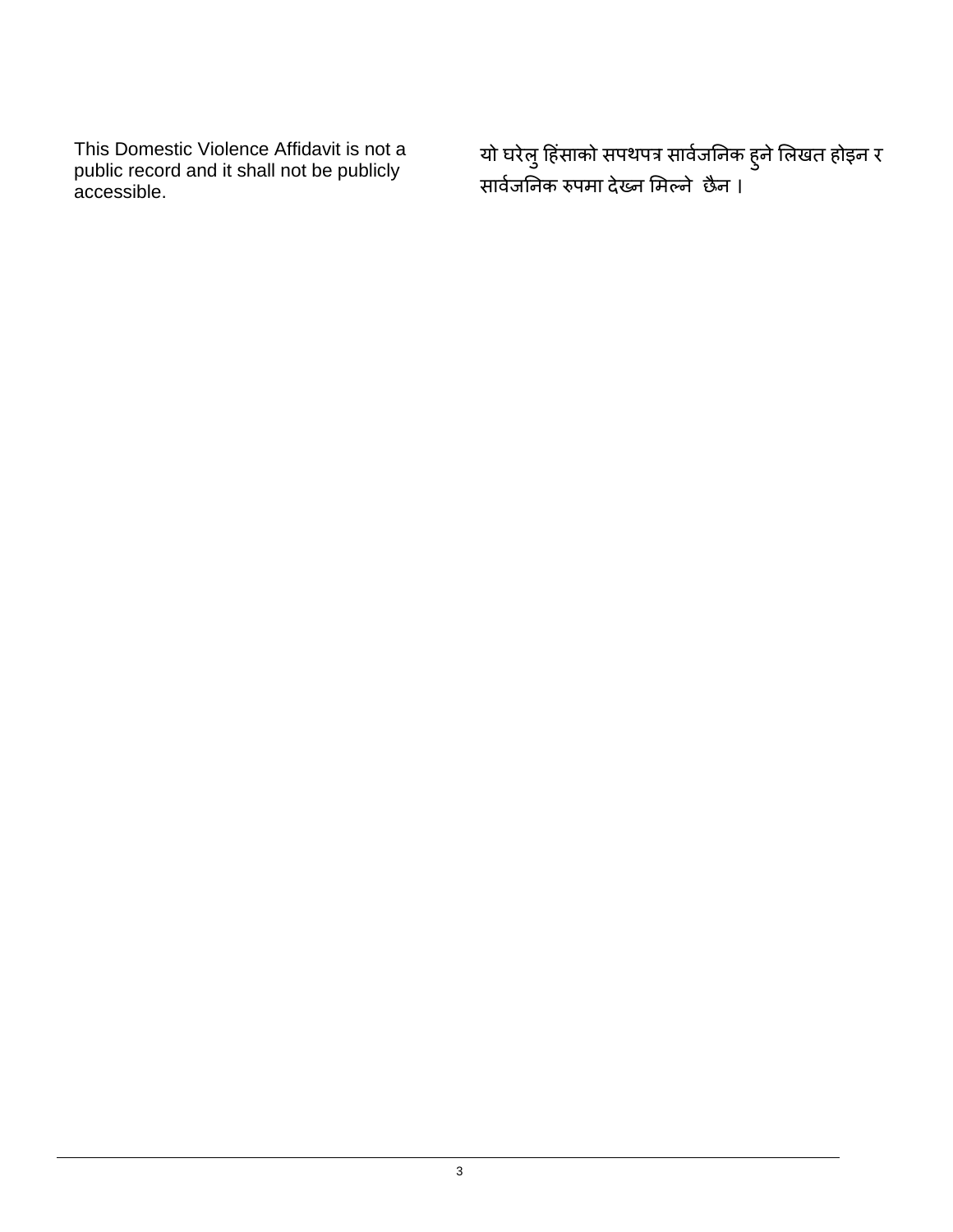This Domestic Violence Affidavit is not a public record and it shall not be publicly accessible.

यो घरेलु हिंसाको सपथपत्र सार्वजनिक हुने लिखत होइन र सार्वजनिक रुपमा देख्न मिल्ने  छैन ।